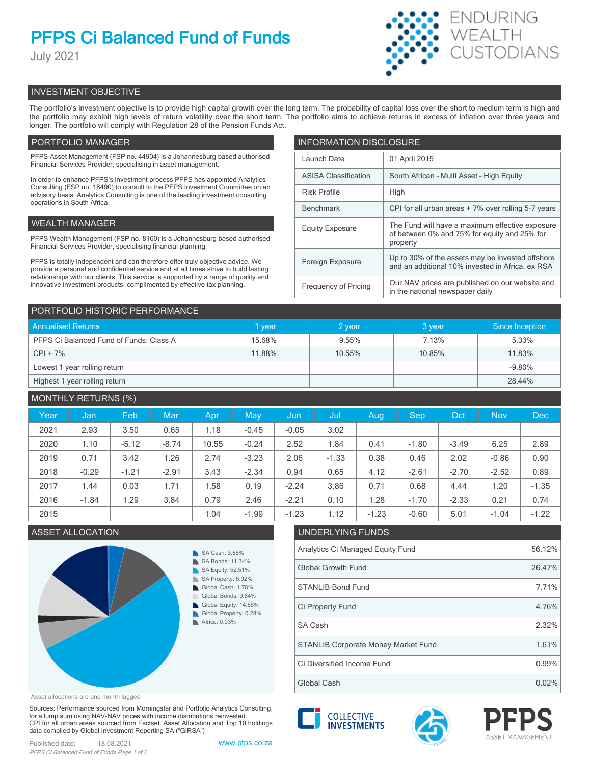# PFPS Ci Balanced Fund of Funds

July 2021

ENDURING WEALTH CUSTODIANS

## INVESTMENT OBJECTIVE

The portfolio's investment objective is to provide high capital growth over the long term. The probability of capital loss over the short to medium term is high and the portfolio may exhibit high levels of return volatility over the short term. The portfolio aims to achieve returns in excess of inflation over three years and longer. The portfolio will comply with Regulation 28 of the Pension Funds Act.

## PORTFOLIO MANAGER

PFPS Asset Management (FSP no. 44904) is a Johannesburg based authorised Financial Services Provider, specialising in asset management.

In order to enhance PFPS's investment process PFPS has appointed Analytics Consulting (FSP no. 18490) to consult to the PFPS Investment Committee on an advisory basis. Analytics Consulting is one of the leading investment consulting operations in South Africa.

## WEALTH MANAGER

PFPS Wealth Management (FSP no. 8160) is a Johannesburg based authorised Financial Services Provider, specialising financial planning.

PFPS is totally independent and can therefore offer truly objective advice. We provide a personal and confidential service and at all times strive to build lasting relationships with our clients. This service is supported by a range of quality and innovative investment products, complimented by effective tax planning.

## INFORMATION DISCLOSURE

| | |
|---|---|
| Launch Date | 01 April 2015 |
| ASISA Classification | South African - Multi Asset - High Equity |
| Risk Profile | High |
| Benchmark | CPI for all urban areas + 7% over rolling 5-7 years |
| Equity Exposure | The Fund will have a maximum effective exposure of between 0% and 75% for equity and 25% for property |
| Foreign Exposure | Up to 30% of the assets may be invested offshore and an additional 10% invested in Africa, ex RSA |
| Frequency of Pricing | Our NAV prices are published on our website and in the national newspaper daily |

## PORTFOLIO HISTORIC PERFORMANCE

| Annualised Returns | 1 year | 2 year | 3 year | Since Inception |
|---|---|---|---|---|
| PFPS Ci Balanced Fund of Funds: Class A | 15.68% | 9.55% | 7.13% | 5.33% |
| CPI + 7% | 11.88% | 10.55% | 10.85% | 11.83% |
| Lowest 1 year rolling return | | | | -9.80% |
| Highest 1 year rolling return | | | | 28.44% |

## MONTHLY RETURNS (%)

| Year | Jan | Feb | Mar | Apr | May | Jun | Jul | Aug | Sep | Oct | Nov | Dec |
|---|---|---|---|---|---|---|---|---|---|---|---|---|
| 2021 | 2.93 | 3.50 | 0.65 | 1.18 | -0.45 | -0.05 | 3.02 | | | | | |
| 2020 | 1.10 | -5.12 | -8.74 | 10.55 | -0.24 | 2.52 | 1.84 | 0.41 | -1.80 | -3.49 | 6.25 | 2.89 |
| 2019 | 0.71 | 3.42 | 1.26 | 2.74 | -3.23 | 2.06 | -1.33 | 0.38 | 0.46 | 2.02 | -0.86 | 0.90 |
| 2018 | -0.29 | -1.21 | -2.91 | 3.43 | -2.34 | 0.94 | 0.65 | 4.12 | -2.61 | -2.70 | -2.52 | 0.89 |
| 2017 | 1.44 | 0.03 | 1.71 | 1.58 | 0.19 | -2.24 | 3.86 | 0.71 | 0.68 | 4.44 | 1.20 | -1.35 |
| 2016 | -1.84 | 1.29 | 3.84 | 0.79 | 2.46 | -2.21 | 0.10 | 1.28 | -1.70 | -2.33 | 0.21 | 0.74 |
| 2015 | | | | 1.04 | -1.99 | -1.23 | 1.12 | -1.23 | -0.60 | 5.01 | -1.04 | -1.22 |

## ASSET ALLOCATION

- SA Cash: 3.65%
- SA Bonds: 11.34%
- SA Equity: 52.51%
- SA Property: 6.02%
- Global Cash: 1.78%
- Global Bonds: 9.84%
- Global Equity: 14.55%
- Global Property: 0.28%
- Africa: 0.03%

Asset allocations are one month lagged

## UNDERLYING FUNDS

| | |
|---|---|
| Analytics Ci Managed Equity Fund | 56.12% |
| Global Growth Fund | 26.47% |
| STANLIB Bond Fund | 7.71% |
| Ci Property Fund | 4.76% |
| SA Cash | 2.32% |
| STANLIB Corporate Money Market Fund | 1.61% |
| Ci Diversified Income Fund | 0.99% |
| Global Cash | 0.02% |

Sources: Performance sourced from Morningstar and Portfolio Analytics Consulting, for a lump sum using NAV-NAV prices with income distributions reinvested. CPI for all urban areas sourced from Factset. Asset Allocation and Top 10 holdings data compiled by Global Investment Reporting SA ("GIRSA")

Published date: 18.08.2021

www.pfps.co.za

COLLECTIVE INVESTMENTS

PFPS ASSET MANAGEMENT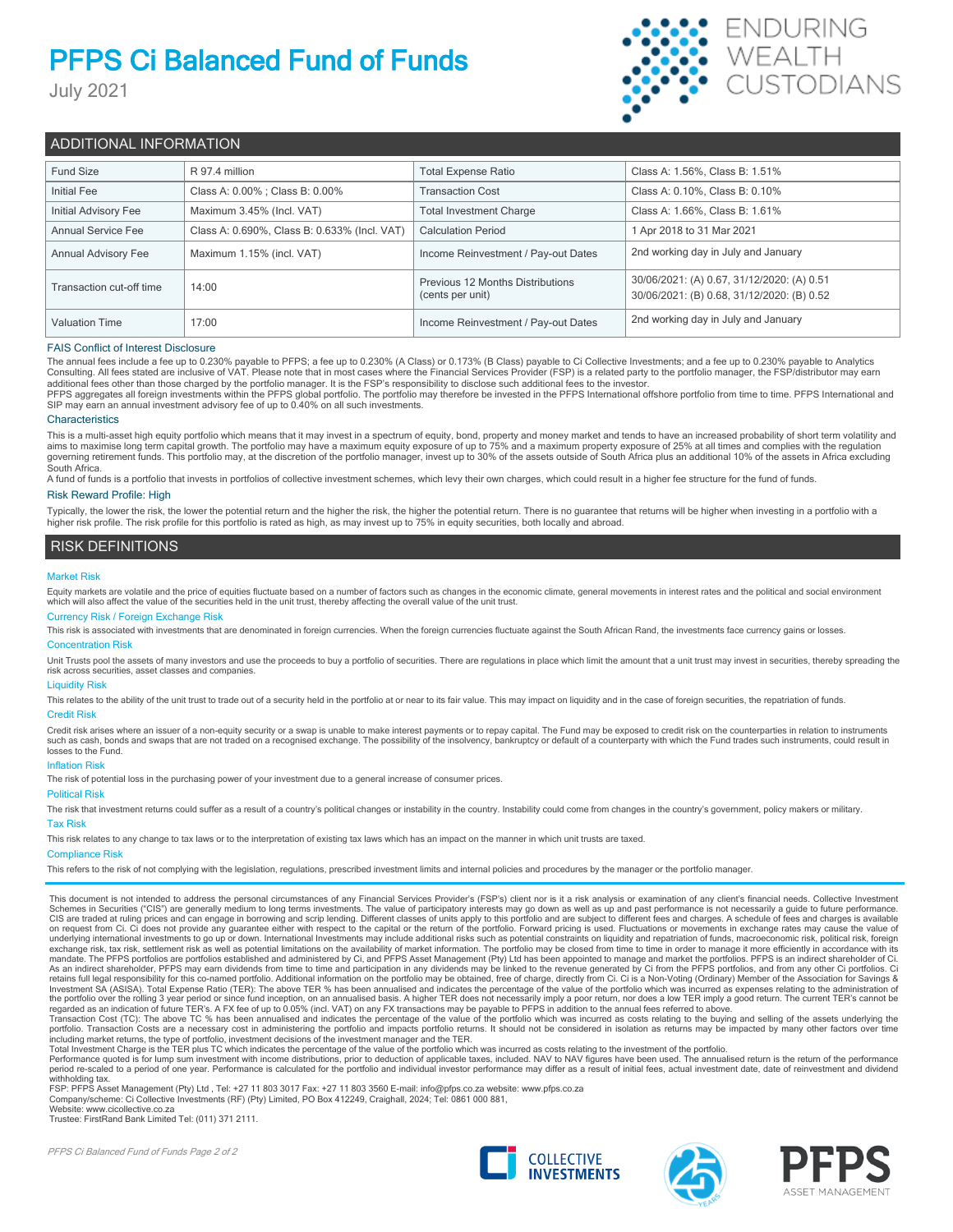# PFPS Ci Balanced Fund of Funds

July 2021

## ADDITIONAL INFORMATION

| | | | |
|---|---|---|---|
| Fund Size | R 97.4 million | Total Expense Ratio | Class A: 1.56%, Class B: 1.51% |
| Initial Fee | Class A: 0.00% ; Class B: 0.00% | Transaction Cost | Class A: 0.10%, Class B: 0.10% |
| Initial Advisory Fee | Maximum 3.45% (Incl. VAT) | Total Investment Charge | Class A: 1.66%, Class B: 1.61% |
| Annual Service Fee | Class A: 0.690%, Class B: 0.633% (Incl. VAT) | Calculation Period | 1 Apr 2018 to 31 Mar 2021 |
| Annual Advisory Fee | Maximum 1.15% (incl. VAT) | Income Reinvestment / Pay-out Dates | 2nd working day in July and January |
| Transaction cut-off time | 14:00 | Previous 12 Months Distributions (cents per unit) | 30/06/2021: (A) 0.67, 31/12/2020: (A) 0.51<br>30/06/2021: (B) 0.68, 31/12/2020: (B) 0.52 |
| Valuation Time | 17:00 | Income Reinvestment / Pay-out Dates | 2nd working day in July and January |

### FAIS Conflict of Interest Disclosure

The annual fees include a fee up to 0.230% payable to PFPS; a fee up to 0.230% (A Class) or 0.173% (B Class) payable to Ci Collective Investments; and a fee up to 0.230% payable to Analytics Consulting. All fees stated are inclusive of VAT. Please note that in most cases where the Financial Services Provider (FSP) is a related party to the portfolio manager, the FSP/distributor may earn additional fees other than those charged by the portfolio manager. It is the FSP's responsibility to disclose such additional fees to the investor.
PFPS aggregates all foreign investments within the PFPS global portfolio. The portfolio may therefore be invested in the PFPS International offshore portfolio from time to time. PFPS International and SIP may earn an annual investment advisory fee of up to 0.40% on all such investments.

### Characteristics

This is a multi-asset high equity portfolio which means that it may invest in a spectrum of equity, bond, property and money market and tends to have an increased probability of short term volatility and aims to maximise long term capital growth. The portfolio may have a maximum equity exposure of up to 75% and a maximum property exposure of 25% at all times and complies with the regulation governing retirement funds. This portfolio may, at the discretion of the portfolio manager, invest up to 30% of the assets outside of South Africa plus an additional 10% of the assets in Africa excluding South Africa.
A fund of funds is a portfolio that invests in portfolios of collective investment schemes, which levy their own charges, which could result in a higher fee structure for the fund of funds.

### Risk Reward Profile: High

Typically, the lower the risk, the lower the potential return and the higher the risk, the higher the potential return. There is no guarantee that returns will be higher when investing in a portfolio with a higher risk profile. The risk profile for this portfolio is rated as high, as may invest up to 75% in equity securities, both locally and abroad.

## RISK DEFINITIONS

### Market Risk

Equity markets are volatile and the price of equities fluctuate based on a number of factors such as changes in the economic climate, general movements in interest rates and the political and social environment which will also affect the value of the securities held in the unit trust, thereby affecting the overall value of the unit trust.

### Currency Risk / Foreign Exchange Risk

This risk is associated with investments that are denominated in foreign currencies. When the foreign currencies fluctuate against the South African Rand, the investments face currency gains or losses.

### Concentration Risk

Unit Trusts pool the assets of many investors and use the proceeds to buy a portfolio of securities. There are regulations in place which limit the amount that a unit trust may invest in securities, thereby spreading the risk across securities, asset classes and companies.

### Liquidity Risk

This relates to the ability of the unit trust to trade out of a security held in the portfolio at or near to its fair value. This may impact on liquidity and in the case of foreign securities, the repatriation of funds.

### Credit Risk

Credit risk arises where an issuer of a non-equity security or a swap is unable to make interest payments or to repay capital. The Fund may be exposed to credit risk on the counterparties in relation to instruments such as cash, bonds and swaps that are not traded on a recognised exchange. The possibility of the insolvency, bankruptcy or default of a counterparty with which the Fund trades such instruments, could result in losses to the Fund.

### Inflation Risk

The risk of potential loss in the purchasing power of your investment due to a general increase of consumer prices.

### Political Risk

The risk that investment returns could suffer as a result of a country's political changes or instability in the country. Instability could come from changes in the country's government, policy makers or military.

### Tax Risk

This risk relates to any change to tax laws or to the interpretation of existing tax laws which has an impact on the manner in which unit trusts are taxed.

### Compliance Risk

This refers to the risk of not complying with the legislation, regulations, prescribed investment limits and internal policies and procedures by the manager or the portfolio manager.

This document is not intended to address the personal circumstances of any Financial Services Provider's (FSP's) client nor is it a risk analysis or examination of any client's financial needs. Collective Investment Schemes in Securities ("CIS") are generally medium to long terms investments. The value of participatory interests may go down as well as up and past performance is not necessarily a guide to future performance. CIS are traded at ruling prices and can engage in borrowing and scrip lending. Different classes of units apply to this portfolio and are subject to different fees and charges. A schedule of fees and charges is available on request from Ci. Ci does not provide any guarantee either with respect to the capital or the return of the portfolio. Forward pricing is used. Fluctuations or movements in exchange rates may cause the value of underlying international investments to go up or down. International Investments may include additional risks such as potential constraints on liquidity and repatriation of funds, macroeconomic risk, political risk, foreign exchange risk, tax risk, settlement risk as well as potential limitations on the availability of market information. The portfolio may be closed from time to time in order to manage it more efficiently in accordance with its mandate. The PFPS portfolios are portfolios established and administered by Ci, and PFPS Asset Management (Pty) Ltd has been appointed to manage and market the portfolios. PFPS is an indirect shareholder of Ci. As an indirect shareholder, PFPS may earn dividends from time to time and participation in any dividends may be linked to the revenue generated by Ci from the PFPS portfolios, and from any other Ci portfolios. Ci retains full legal responsibility for this co-named portfolio. Additional information on the portfolio may be obtained, free of charge, directly from Ci. Ci is a Non-Voting (Ordinary) Member of the Association for Savings & Investment SA (ASISA). Total Expense Ratio (TER): The above TER % has been annualised and indicates the percentage of the value of the portfolio which was incurred as expenses relating to the administration of the portfolio over the rolling 3 year period or since fund inception, on an annualised basis. A higher TER does not necessarily imply a poor return, nor does a low TER imply a good return. The current TER's cannot be regarded as an indication of future TER's. A FX fee of up to 0.05% (incl. VAT) on any FX transactions may be payable to PFPS in addition to the annual fees referred to above.
Transaction Cost (TC): The above TC % has been annualised and indicates the percentage of the value of the portfolio which was incurred as costs relating to the buying and selling of the assets underlying the portfolio. Transaction Costs are a necessary cost in administering the portfolio and impacts portfolio returns. It should not be considered in isolation as returns may be impacted by many other factors over time including market returns, the type of portfolio, investment decisions of the investment manager and the TER.
Total Investment Charge is the TER plus TC which indicates the percentage of the value of the portfolio which was incurred as costs relating to the investment of the portfolio.
Performance quoted is for lump sum investment with income distributions, prior to deduction of applicable taxes, included. NAV to NAV figures have been used. The annualised return is the return of the performance period re-scaled to a period of one year. Performance is calculated for the portfolio and individual investor performance may differ as a result of initial fees, actual investment date, date of reinvestment and dividend withholding tax.
FSP: PFPS Asset Management (Pty) Ltd , Tel: +27 11 803 3017 Fax: +27 11 803 3560 E-mail: info@pfps.co.za website: www.pfps.co.za
Company/scheme: Ci Collective Investments (RF) (Pty) Limited, PO Box 412249, Craighall, 2024; Tel: 0861 000 881,
Website: www.cicollective.co.za
Trustee: FirstRand Bank Limited Tel: (011) 371 2111.